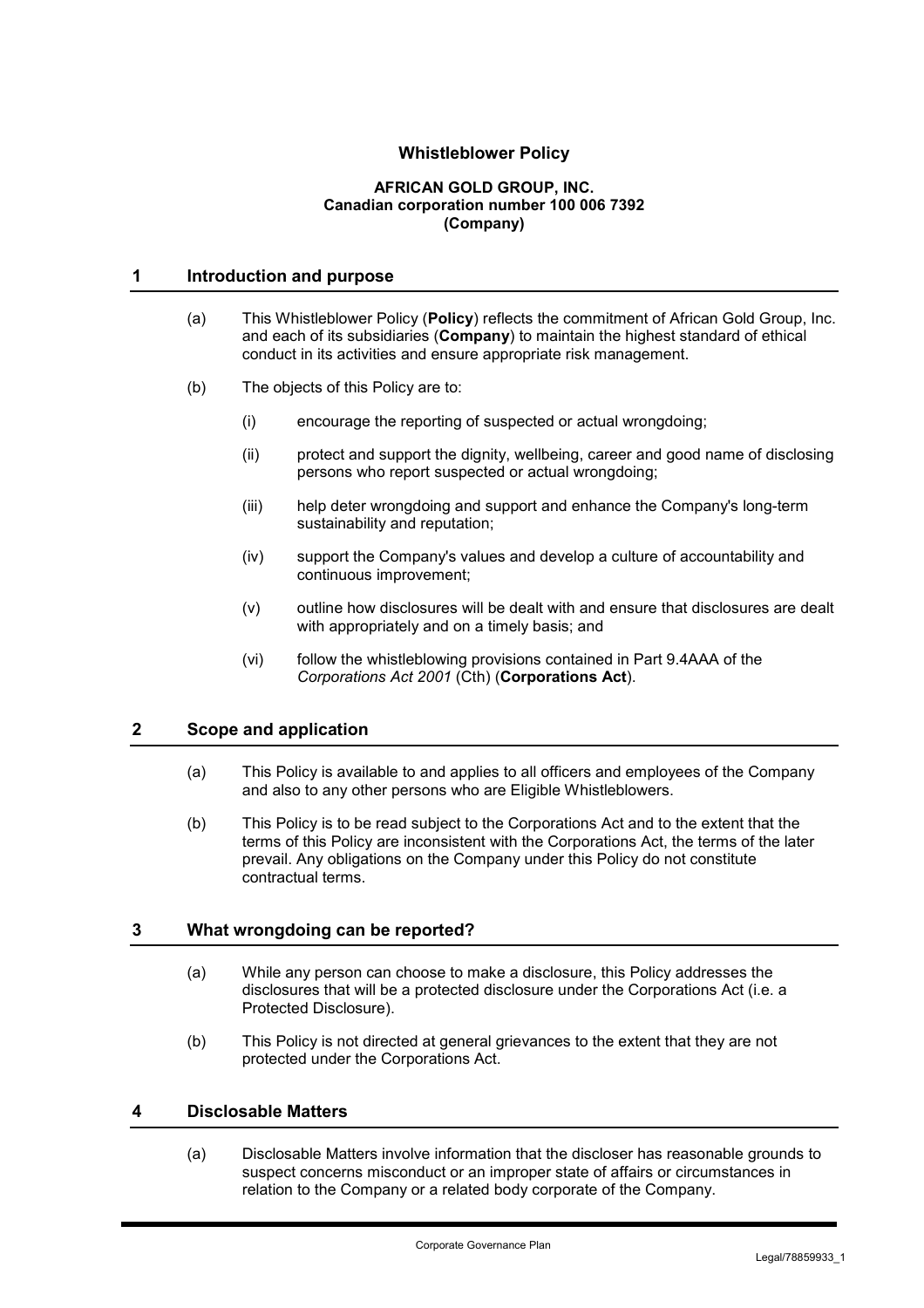# Whistleblower Policy

**AFRICAN GOLD GROUP, INC.**
**Canadian corporation number 100 006 7392**
**(Company)**

## 1 Introduction and purpose

(a) This Whistleblower Policy (**Policy**) reflects the commitment of African Gold Group, Inc. and each of its subsidiaries (**Company**) to maintain the highest standard of ethical conduct in its activities and ensure appropriate risk management.

(b) The objects of this Policy are to:

(i) encourage the reporting of suspected or actual wrongdoing;

(ii) protect and support the dignity, wellbeing, career and good name of disclosing persons who report suspected or actual wrongdoing;

(iii) help deter wrongdoing and support and enhance the Company's long-term sustainability and reputation;

(iv) support the Company's values and develop a culture of accountability and continuous improvement;

(v) outline how disclosures will be dealt with and ensure that disclosures are dealt with appropriately and on a timely basis; and

(vi) follow the whistleblowing provisions contained in Part 9.4AAA of the *Corporations Act 2001* (Cth) (**Corporations Act**).

## 2 Scope and application

(a) This Policy is available to and applies to all officers and employees of the Company and also to any other persons who are Eligible Whistleblowers.

(b) This Policy is to be read subject to the Corporations Act and to the extent that the terms of this Policy are inconsistent with the Corporations Act, the terms of the later prevail. Any obligations on the Company under this Policy do not constitute contractual terms.

## 3 What wrongdoing can be reported?

(a) While any person can choose to make a disclosure, this Policy addresses the disclosures that will be a protected disclosure under the Corporations Act (i.e. a Protected Disclosure).

(b) This Policy is not directed at general grievances to the extent that they are not protected under the Corporations Act.

## 4 Disclosable Matters

(a) Disclosable Matters involve information that the discloser has reasonable grounds to suspect concerns misconduct or an improper state of affairs or circumstances in relation to the Company or a related body corporate of the Company.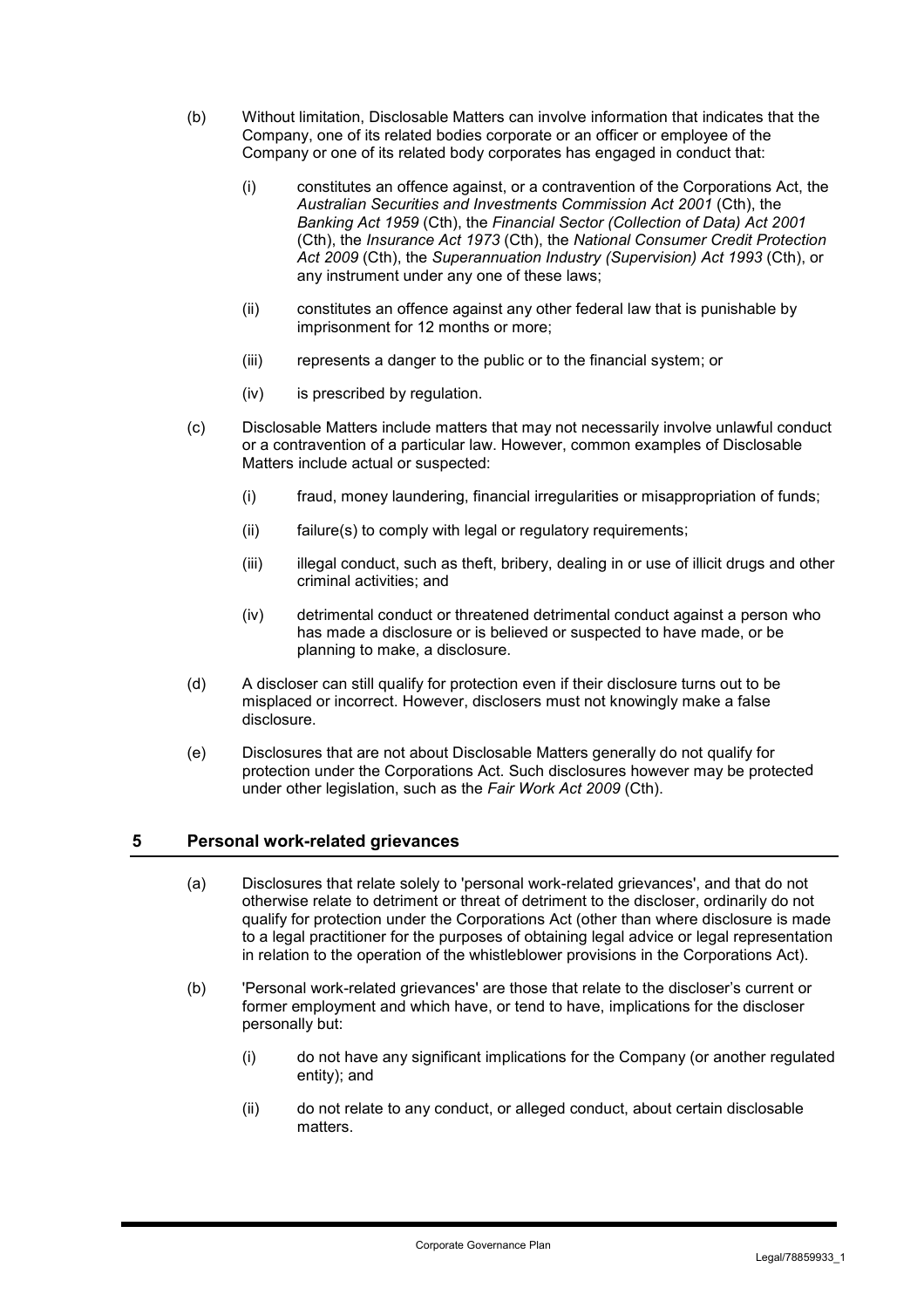(b) Without limitation, Disclosable Matters can involve information that indicates that the Company, one of its related bodies corporate or an officer or employee of the Company or one of its related body corporates has engaged in conduct that:

   (i) constitutes an offence against, or a contravention of the Corporations Act, the *Australian Securities and Investments Commission Act 2001* (Cth), the *Banking Act 1959* (Cth), the *Financial Sector (Collection of Data) Act 2001* (Cth), the *Insurance Act 1973* (Cth), the *National Consumer Credit Protection Act 2009* (Cth), the *Superannuation Industry (Supervision) Act 1993* (Cth), or any instrument under any one of these laws;

   (ii) constitutes an offence against any other federal law that is punishable by imprisonment for 12 months or more;

   (iii) represents a danger to the public or to the financial system; or

   (iv) is prescribed by regulation.

(c) Disclosable Matters include matters that may not necessarily involve unlawful conduct or a contravention of a particular law. However, common examples of Disclosable Matters include actual or suspected:

   (i) fraud, money laundering, financial irregularities or misappropriation of funds;

   (ii) failure(s) to comply with legal or regulatory requirements;

   (iii) illegal conduct, such as theft, bribery, dealing in or use of illicit drugs and other criminal activities; and

   (iv) detrimental conduct or threatened detrimental conduct against a person who has made a disclosure or is believed or suspected to have made, or be planning to make, a disclosure.

(d) A discloser can still qualify for protection even if their disclosure turns out to be misplaced or incorrect. However, disclosers must not knowingly make a false disclosure.

(e) Disclosures that are not about Disclosable Matters generally do not qualify for protection under the Corporations Act. Such disclosures however may be protected under other legislation, such as the *Fair Work Act 2009* (Cth).

## 5 Personal work-related grievances

(a) Disclosures that relate solely to 'personal work-related grievances', and that do not otherwise relate to detriment or threat of detriment to the discloser, ordinarily do not qualify for protection under the Corporations Act (other than where disclosure is made to a legal practitioner for the purposes of obtaining legal advice or legal representation in relation to the operation of the whistleblower provisions in the Corporations Act).

(b) 'Personal work-related grievances' are those that relate to the discloser's current or former employment and which have, or tend to have, implications for the discloser personally but:

   (i) do not have any significant implications for the Company (or another regulated entity); and

   (ii) do not relate to any conduct, or alleged conduct, about certain disclosable matters.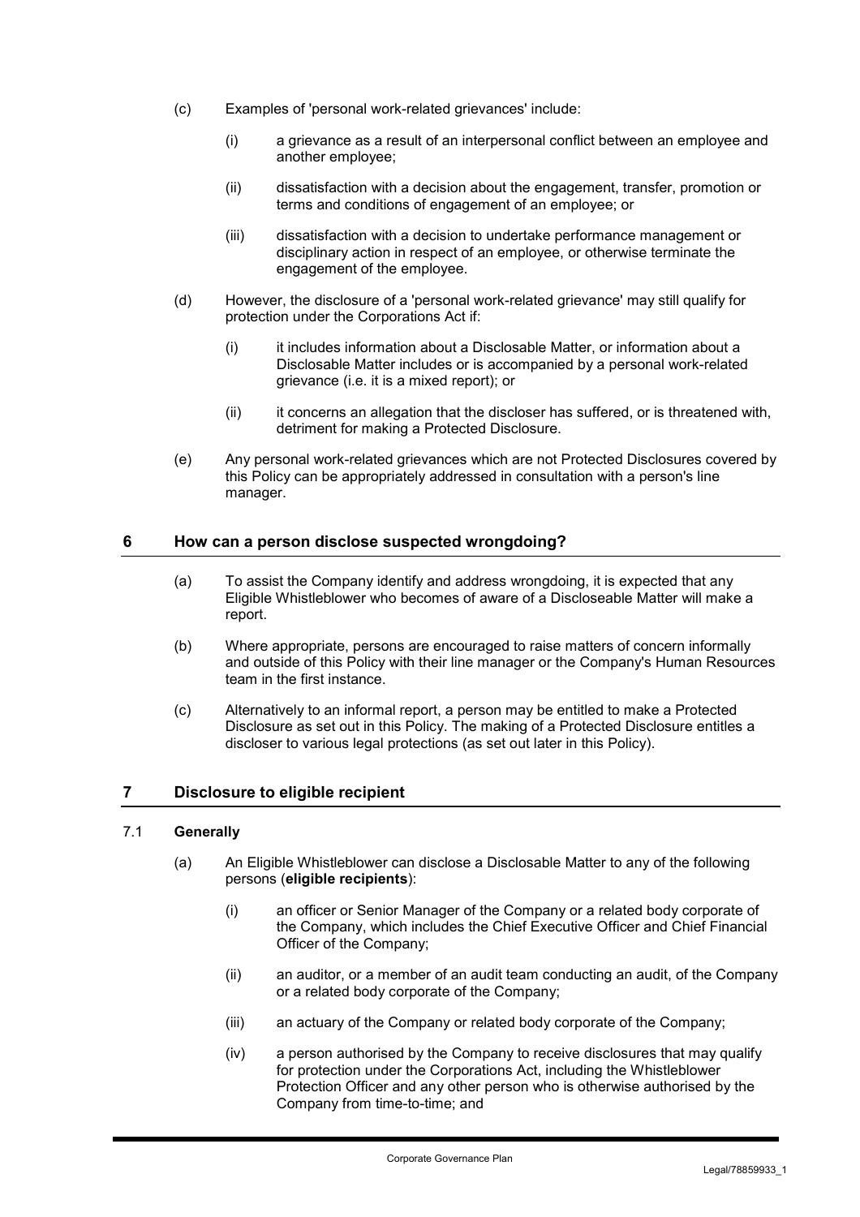(c) Examples of 'personal work-related grievances' include:

(i) a grievance as a result of an interpersonal conflict between an employee and another employee;

(ii) dissatisfaction with a decision about the engagement, transfer, promotion or terms and conditions of engagement of an employee; or

(iii) dissatisfaction with a decision to undertake performance management or disciplinary action in respect of an employee, or otherwise terminate the engagement of the employee.

(d) However, the disclosure of a 'personal work-related grievance' may still qualify for protection under the Corporations Act if:

(i) it includes information about a Disclosable Matter, or information about a Disclosable Matter includes or is accompanied by a personal work-related grievance (i.e. it is a mixed report); or

(ii) it concerns an allegation that the discloser has suffered, or is threatened with, detriment for making a Protected Disclosure.

(e) Any personal work-related grievances which are not Protected Disclosures covered by this Policy can be appropriately addressed in consultation with a person's line manager.

## 6 How can a person disclose suspected wrongdoing?

(a) To assist the Company identify and address wrongdoing, it is expected that any Eligible Whistleblower who becomes of aware of a Discloseable Matter will make a report.

(b) Where appropriate, persons are encouraged to raise matters of concern informally and outside of this Policy with their line manager or the Company's Human Resources team in the first instance.

(c) Alternatively to an informal report, a person may be entitled to make a Protected Disclosure as set out in this Policy. The making of a Protected Disclosure entitles a discloser to various legal protections (as set out later in this Policy).

## 7 Disclosure to eligible recipient

### 7.1 Generally

(a) An Eligible Whistleblower can disclose a Disclosable Matter to any of the following persons (**eligible recipients**):

(i) an officer or Senior Manager of the Company or a related body corporate of the Company, which includes the Chief Executive Officer and Chief Financial Officer of the Company;

(ii) an auditor, or a member of an audit team conducting an audit, of the Company or a related body corporate of the Company;

(iii) an actuary of the Company or related body corporate of the Company;

(iv) a person authorised by the Company to receive disclosures that may qualify for protection under the Corporations Act, including the Whistleblower Protection Officer and any other person who is otherwise authorised by the Company from time-to-time; and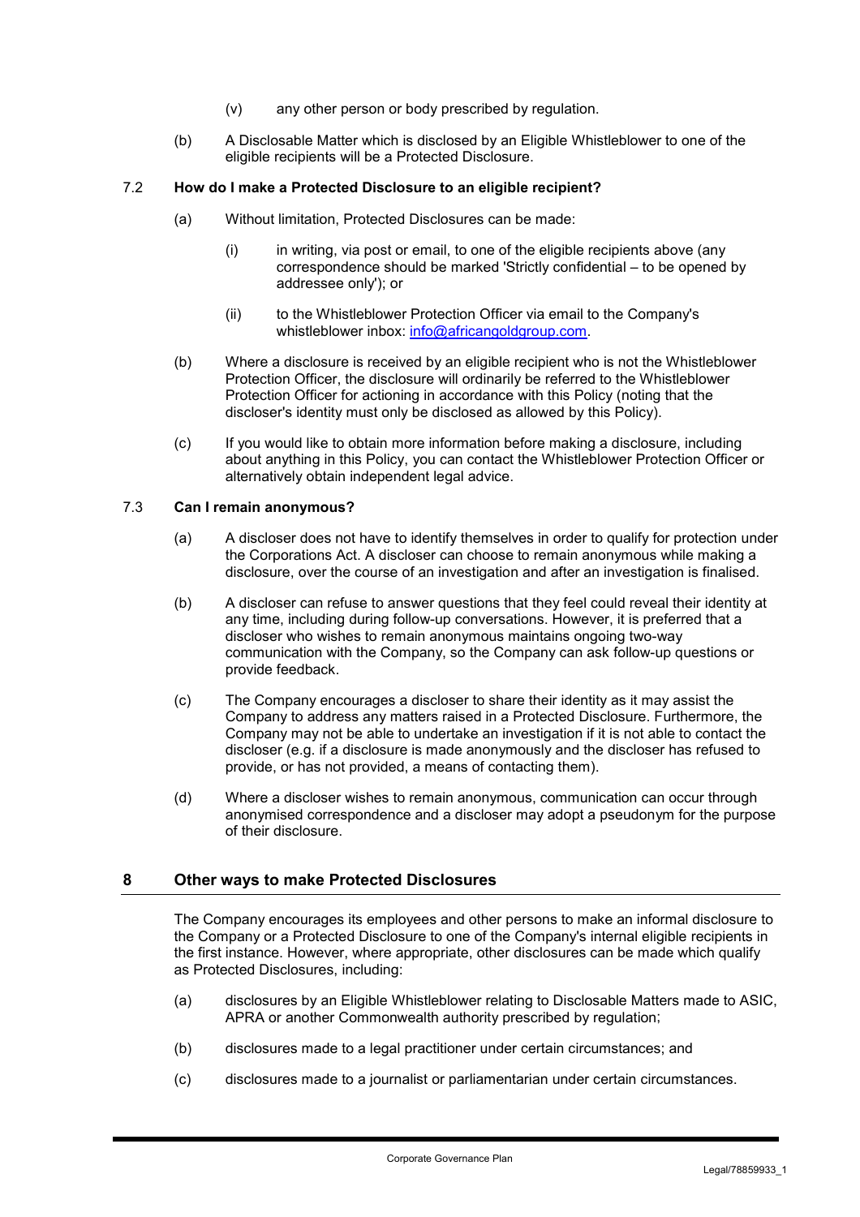(v) any other person or body prescribed by regulation.

(b) A Disclosable Matter which is disclosed by an Eligible Whistleblower to one of the eligible recipients will be a Protected Disclosure.

### 7.2 How do I make a Protected Disclosure to an eligible recipient?

(a) Without limitation, Protected Disclosures can be made:

(i) in writing, via post or email, to one of the eligible recipients above (any correspondence should be marked 'Strictly confidential – to be opened by addressee only'); or

(ii) to the Whistleblower Protection Officer via email to the Company's whistleblower inbox: info@africangoldgroup.com.

(b) Where a disclosure is received by an eligible recipient who is not the Whistleblower Protection Officer, the disclosure will ordinarily be referred to the Whistleblower Protection Officer for actioning in accordance with this Policy (noting that the discloser's identity must only be disclosed as allowed by this Policy).

(c) If you would like to obtain more information before making a disclosure, including about anything in this Policy, you can contact the Whistleblower Protection Officer or alternatively obtain independent legal advice.

### 7.3 Can I remain anonymous?

(a) A discloser does not have to identify themselves in order to qualify for protection under the Corporations Act. A discloser can choose to remain anonymous while making a disclosure, over the course of an investigation and after an investigation is finalised.

(b) A discloser can refuse to answer questions that they feel could reveal their identity at any time, including during follow-up conversations. However, it is preferred that a discloser who wishes to remain anonymous maintains ongoing two-way communication with the Company, so the Company can ask follow-up questions or provide feedback.

(c) The Company encourages a discloser to share their identity as it may assist the Company to address any matters raised in a Protected Disclosure. Furthermore, the Company may not be able to undertake an investigation if it is not able to contact the discloser (e.g. if a disclosure is made anonymously and the discloser has refused to provide, or has not provided, a means of contacting them).

(d) Where a discloser wishes to remain anonymous, communication can occur through anonymised correspondence and a discloser may adopt a pseudonym for the purpose of their disclosure.

## 8 Other ways to make Protected Disclosures

The Company encourages its employees and other persons to make an informal disclosure to the Company or a Protected Disclosure to one of the Company's internal eligible recipients in the first instance. However, where appropriate, other disclosures can be made which qualify as Protected Disclosures, including:

(a) disclosures by an Eligible Whistleblower relating to Disclosable Matters made to ASIC, APRA or another Commonwealth authority prescribed by regulation;

(b) disclosures made to a legal practitioner under certain circumstances; and

(c) disclosures made to a journalist or parliamentarian under certain circumstances.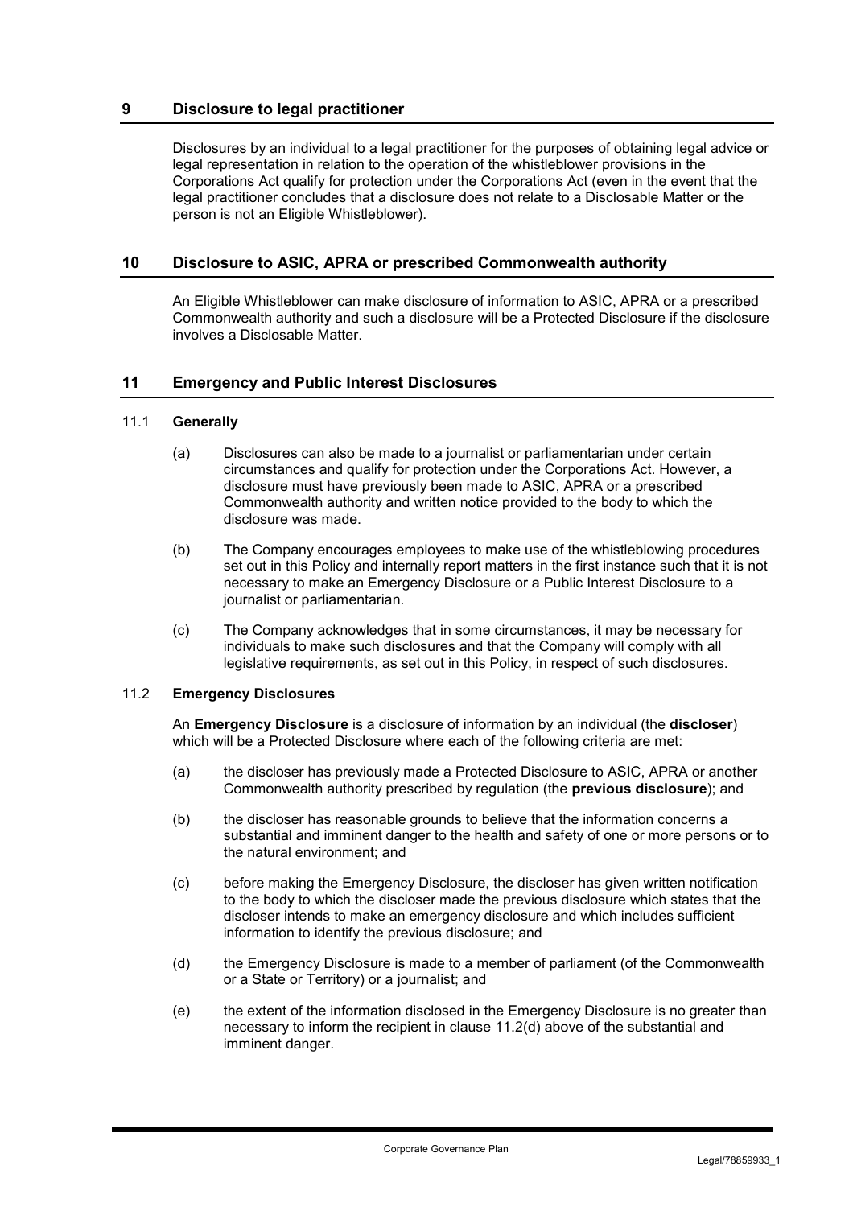## 9 Disclosure to legal practitioner

Disclosures by an individual to a legal practitioner for the purposes of obtaining legal advice or legal representation in relation to the operation of the whistleblower provisions in the Corporations Act qualify for protection under the Corporations Act (even in the event that the legal practitioner concludes that a disclosure does not relate to a Disclosable Matter or the person is not an Eligible Whistleblower).

## 10 Disclosure to ASIC, APRA or prescribed Commonwealth authority

An Eligible Whistleblower can make disclosure of information to ASIC, APRA or a prescribed Commonwealth authority and such a disclosure will be a Protected Disclosure if the disclosure involves a Disclosable Matter.

## 11 Emergency and Public Interest Disclosures

### 11.1 Generally

(a) Disclosures can also be made to a journalist or parliamentarian under certain circumstances and qualify for protection under the Corporations Act. However, a disclosure must have previously been made to ASIC, APRA or a prescribed Commonwealth authority and written notice provided to the body to which the disclosure was made.

(b) The Company encourages employees to make use of the whistleblowing procedures set out in this Policy and internally report matters in the first instance such that it is not necessary to make an Emergency Disclosure or a Public Interest Disclosure to a journalist or parliamentarian.

(c) The Company acknowledges that in some circumstances, it may be necessary for individuals to make such disclosures and that the Company will comply with all legislative requirements, as set out in this Policy, in respect of such disclosures.

### 11.2 Emergency Disclosures

An **Emergency Disclosure** is a disclosure of information by an individual (the **discloser**) which will be a Protected Disclosure where each of the following criteria are met:

(a) the discloser has previously made a Protected Disclosure to ASIC, APRA or another Commonwealth authority prescribed by regulation (the **previous disclosure**); and

(b) the discloser has reasonable grounds to believe that the information concerns a substantial and imminent danger to the health and safety of one or more persons or to the natural environment; and

(c) before making the Emergency Disclosure, the discloser has given written notification to the body to which the discloser made the previous disclosure which states that the discloser intends to make an emergency disclosure and which includes sufficient information to identify the previous disclosure; and

(d) the Emergency Disclosure is made to a member of parliament (of the Commonwealth or a State or Territory) or a journalist; and

(e) the extent of the information disclosed in the Emergency Disclosure is no greater than necessary to inform the recipient in clause 11.2(d) above of the substantial and imminent danger.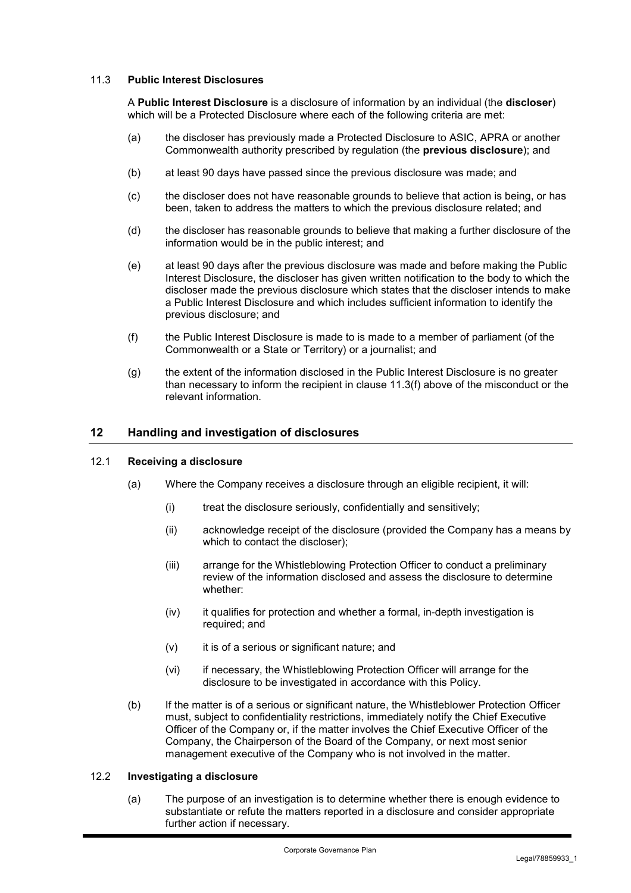### 11.3 Public Interest Disclosures

A **Public Interest Disclosure** is a disclosure of information by an individual (the **discloser**) which will be a Protected Disclosure where each of the following criteria are met:

(a) the discloser has previously made a Protected Disclosure to ASIC, APRA or another Commonwealth authority prescribed by regulation (the **previous disclosure**); and

(b) at least 90 days have passed since the previous disclosure was made; and

(c) the discloser does not have reasonable grounds to believe that action is being, or has been, taken to address the matters to which the previous disclosure related; and

(d) the discloser has reasonable grounds to believe that making a further disclosure of the information would be in the public interest; and

(e) at least 90 days after the previous disclosure was made and before making the Public Interest Disclosure, the discloser has given written notification to the body to which the discloser made the previous disclosure which states that the discloser intends to make a Public Interest Disclosure and which includes sufficient information to identify the previous disclosure; and

(f) the Public Interest Disclosure is made to is made to a member of parliament (of the Commonwealth or a State or Territory) or a journalist; and

(g) the extent of the information disclosed in the Public Interest Disclosure is no greater than necessary to inform the recipient in clause 11.3(f) above of the misconduct or the relevant information.

## 12 Handling and investigation of disclosures

### 12.1 Receiving a disclosure

(a) Where the Company receives a disclosure through an eligible recipient, it will:

(i) treat the disclosure seriously, confidentially and sensitively;

(ii) acknowledge receipt of the disclosure (provided the Company has a means by which to contact the discloser);

(iii) arrange for the Whistleblowing Protection Officer to conduct a preliminary review of the information disclosed and assess the disclosure to determine whether:

(iv) it qualifies for protection and whether a formal, in-depth investigation is required; and

(v) it is of a serious or significant nature; and

(vi) if necessary, the Whistleblowing Protection Officer will arrange for the disclosure to be investigated in accordance with this Policy.

(b) If the matter is of a serious or significant nature, the Whistleblower Protection Officer must, subject to confidentiality restrictions, immediately notify the Chief Executive Officer of the Company or, if the matter involves the Chief Executive Officer of the Company, the Chairperson of the Board of the Company, or next most senior management executive of the Company who is not involved in the matter.

### 12.2 Investigating a disclosure

(a) The purpose of an investigation is to determine whether there is enough evidence to substantiate or refute the matters reported in a disclosure and consider appropriate further action if necessary.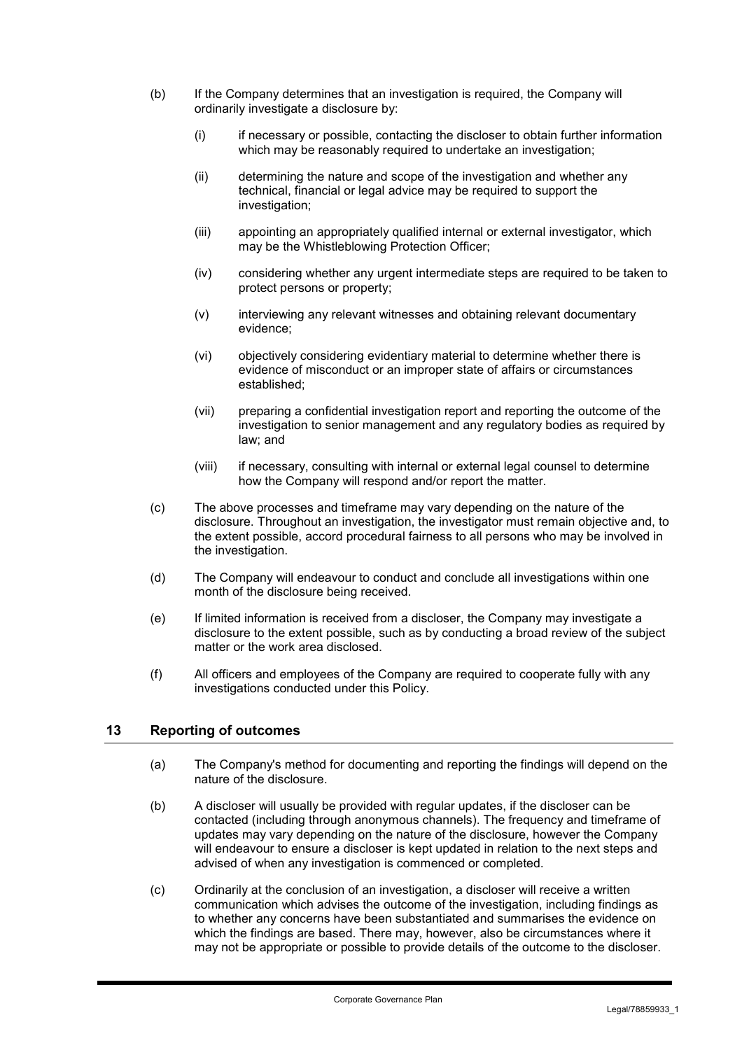(b) If the Company determines that an investigation is required, the Company will ordinarily investigate a disclosure by:

   (i) if necessary or possible, contacting the discloser to obtain further information which may be reasonably required to undertake an investigation;

   (ii) determining the nature and scope of the investigation and whether any technical, financial or legal advice may be required to support the investigation;

   (iii) appointing an appropriately qualified internal or external investigator, which may be the Whistleblowing Protection Officer;

   (iv) considering whether any urgent intermediate steps are required to be taken to protect persons or property;

   (v) interviewing any relevant witnesses and obtaining relevant documentary evidence;

   (vi) objectively considering evidentiary material to determine whether there is evidence of misconduct or an improper state of affairs or circumstances established;

   (vii) preparing a confidential investigation report and reporting the outcome of the investigation to senior management and any regulatory bodies as required by law; and

   (viii) if necessary, consulting with internal or external legal counsel to determine how the Company will respond and/or report the matter.

(c) The above processes and timeframe may vary depending on the nature of the disclosure. Throughout an investigation, the investigator must remain objective and, to the extent possible, accord procedural fairness to all persons who may be involved in the investigation.

(d) The Company will endeavour to conduct and conclude all investigations within one month of the disclosure being received.

(e) If limited information is received from a discloser, the Company may investigate a disclosure to the extent possible, such as by conducting a broad review of the subject matter or the work area disclosed.

(f) All officers and employees of the Company are required to cooperate fully with any investigations conducted under this Policy.

## 13 Reporting of outcomes

(a) The Company's method for documenting and reporting the findings will depend on the nature of the disclosure.

(b) A discloser will usually be provided with regular updates, if the discloser can be contacted (including through anonymous channels). The frequency and timeframe of updates may vary depending on the nature of the disclosure, however the Company will endeavour to ensure a discloser is kept updated in relation to the next steps and advised of when any investigation is commenced or completed.

(c) Ordinarily at the conclusion of an investigation, a discloser will receive a written communication which advises the outcome of the investigation, including findings as to whether any concerns have been substantiated and summarises the evidence on which the findings are based. There may, however, also be circumstances where it may not be appropriate or possible to provide details of the outcome to the discloser.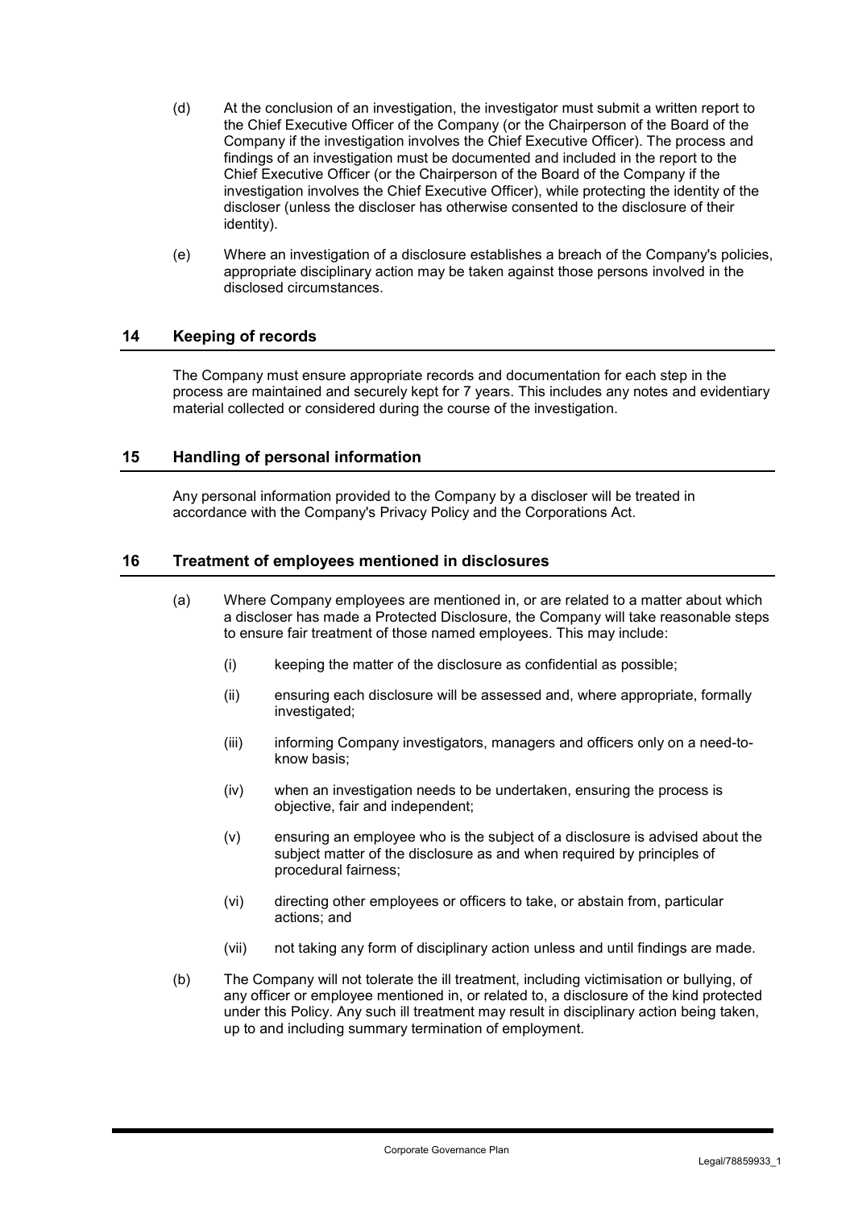(d) At the conclusion of an investigation, the investigator must submit a written report to the Chief Executive Officer of the Company (or the Chairperson of the Board of the Company if the investigation involves the Chief Executive Officer). The process and findings of an investigation must be documented and included in the report to the Chief Executive Officer (or the Chairperson of the Board of the Company if the investigation involves the Chief Executive Officer), while protecting the identity of the discloser (unless the discloser has otherwise consented to the disclosure of their identity).

(e) Where an investigation of a disclosure establishes a breach of the Company's policies, appropriate disciplinary action may be taken against those persons involved in the disclosed circumstances.

## 14 Keeping of records

The Company must ensure appropriate records and documentation for each step in the process are maintained and securely kept for 7 years. This includes any notes and evidentiary material collected or considered during the course of the investigation.

## 15 Handling of personal information

Any personal information provided to the Company by a discloser will be treated in accordance with the Company's Privacy Policy and the Corporations Act.

## 16 Treatment of employees mentioned in disclosures

(a) Where Company employees are mentioned in, or are related to a matter about which a discloser has made a Protected Disclosure, the Company will take reasonable steps to ensure fair treatment of those named employees. This may include:

   (i) keeping the matter of the disclosure as confidential as possible;

   (ii) ensuring each disclosure will be assessed and, where appropriate, formally investigated;

   (iii) informing Company investigators, managers and officers only on a need-to-know basis;

   (iv) when an investigation needs to be undertaken, ensuring the process is objective, fair and independent;

   (v) ensuring an employee who is the subject of a disclosure is advised about the subject matter of the disclosure as and when required by principles of procedural fairness;

   (vi) directing other employees or officers to take, or abstain from, particular actions; and

   (vii) not taking any form of disciplinary action unless and until findings are made.

(b) The Company will not tolerate the ill treatment, including victimisation or bullying, of any officer or employee mentioned in, or related to, a disclosure of the kind protected under this Policy. Any such ill treatment may result in disciplinary action being taken, up to and including summary termination of employment.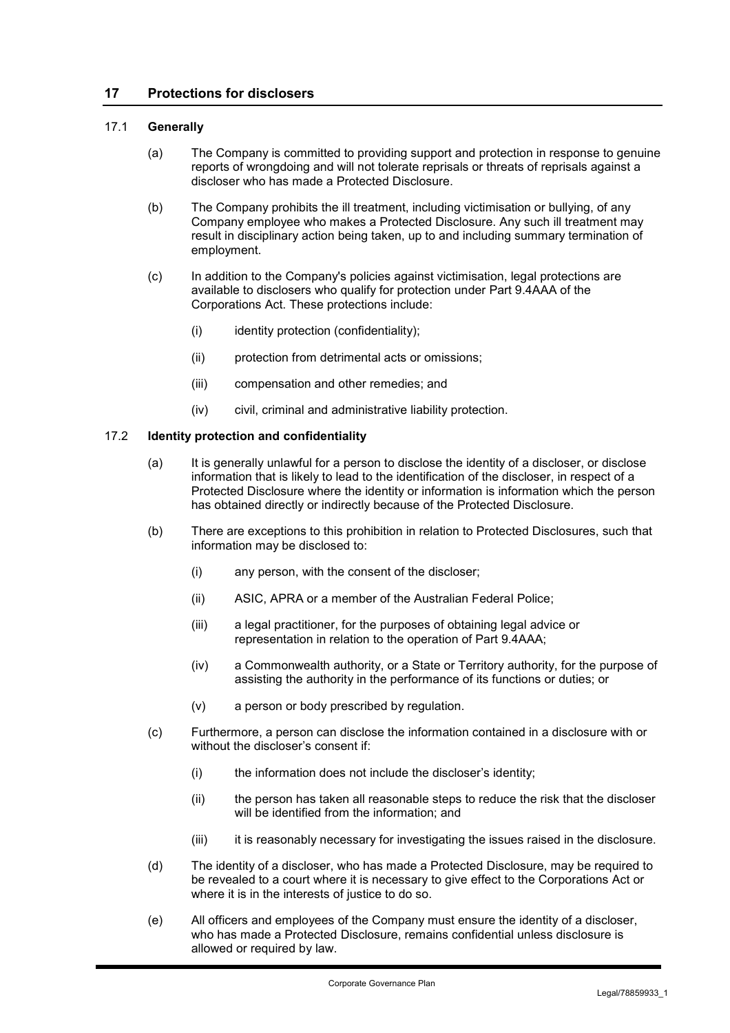## 17 Protections for disclosers

### 17.1 Generally

(a) The Company is committed to providing support and protection in response to genuine reports of wrongdoing and will not tolerate reprisals or threats of reprisals against a discloser who has made a Protected Disclosure.

(b) The Company prohibits the ill treatment, including victimisation or bullying, of any Company employee who makes a Protected Disclosure. Any such ill treatment may result in disciplinary action being taken, up to and including summary termination of employment.

(c) In addition to the Company's policies against victimisation, legal protections are available to disclosers who qualify for protection under Part 9.4AAA of the Corporations Act. These protections include:

(i) identity protection (confidentiality);

(ii) protection from detrimental acts or omissions;

(iii) compensation and other remedies; and

(iv) civil, criminal and administrative liability protection.

### 17.2 Identity protection and confidentiality

(a) It is generally unlawful for a person to disclose the identity of a discloser, or disclose information that is likely to lead to the identification of the discloser, in respect of a Protected Disclosure where the identity or information is information which the person has obtained directly or indirectly because of the Protected Disclosure.

(b) There are exceptions to this prohibition in relation to Protected Disclosures, such that information may be disclosed to:

(i) any person, with the consent of the discloser;

(ii) ASIC, APRA or a member of the Australian Federal Police;

(iii) a legal practitioner, for the purposes of obtaining legal advice or representation in relation to the operation of Part 9.4AAA;

(iv) a Commonwealth authority, or a State or Territory authority, for the purpose of assisting the authority in the performance of its functions or duties; or

(v) a person or body prescribed by regulation.

(c) Furthermore, a person can disclose the information contained in a disclosure with or without the discloser's consent if:

(i) the information does not include the discloser's identity;

(ii) the person has taken all reasonable steps to reduce the risk that the discloser will be identified from the information; and

(iii) it is reasonably necessary for investigating the issues raised in the disclosure.

(d) The identity of a discloser, who has made a Protected Disclosure, may be required to be revealed to a court where it is necessary to give effect to the Corporations Act or where it is in the interests of justice to do so.

(e) All officers and employees of the Company must ensure the identity of a discloser, who has made a Protected Disclosure, remains confidential unless disclosure is allowed or required by law.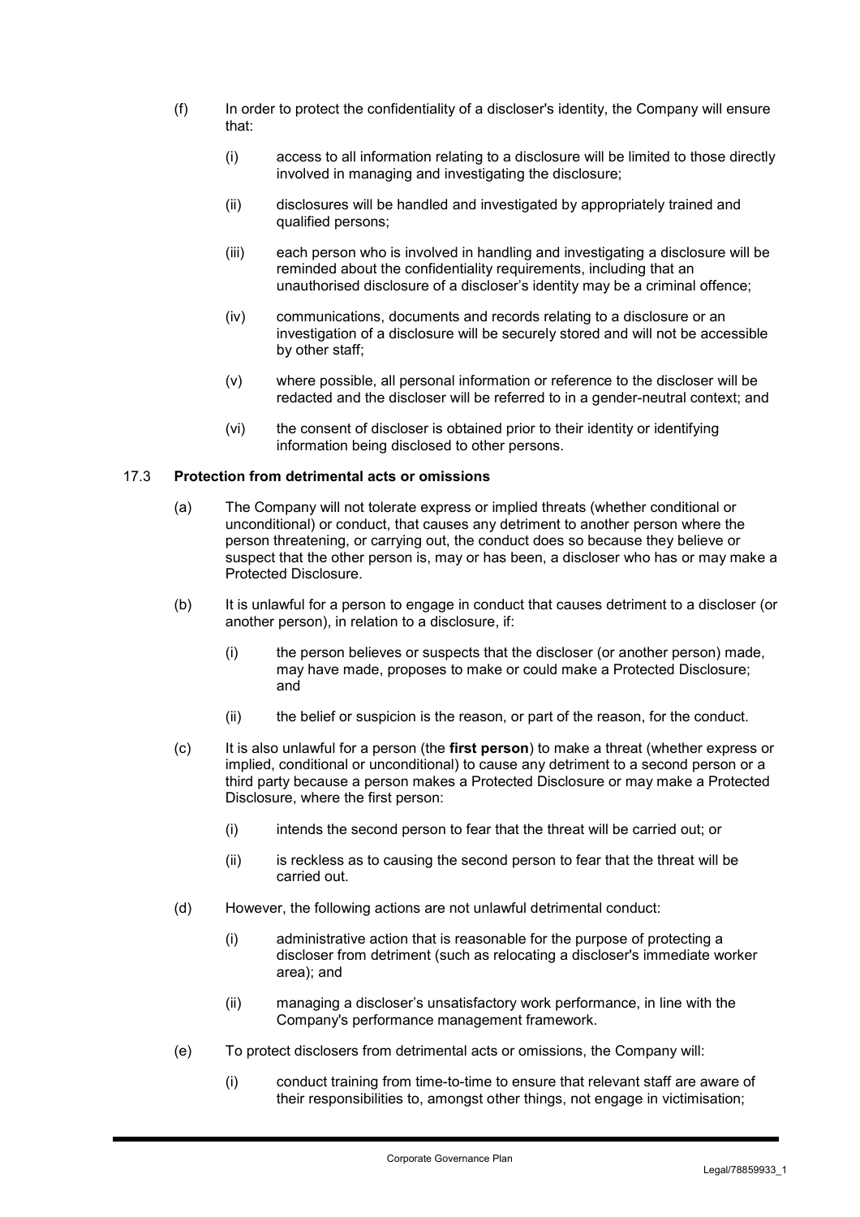(f) In order to protect the confidentiality of a discloser's identity, the Company will ensure that:

  (i) access to all information relating to a disclosure will be limited to those directly involved in managing and investigating the disclosure;

  (ii) disclosures will be handled and investigated by appropriately trained and qualified persons;

  (iii) each person who is involved in handling and investigating a disclosure will be reminded about the confidentiality requirements, including that an unauthorised disclosure of a discloser's identity may be a criminal offence;

  (iv) communications, documents and records relating to a disclosure or an investigation of a disclosure will be securely stored and will not be accessible by other staff;

  (v) where possible, all personal information or reference to the discloser will be redacted and the discloser will be referred to in a gender-neutral context; and

  (vi) the consent of discloser is obtained prior to their identity or identifying information being disclosed to other persons.

### 17.3 Protection from detrimental acts or omissions

(a) The Company will not tolerate express or implied threats (whether conditional or unconditional) or conduct, that causes any detriment to another person where the person threatening, or carrying out, the conduct does so because they believe or suspect that the other person is, may or has been, a discloser who has or may make a Protected Disclosure.

(b) It is unlawful for a person to engage in conduct that causes detriment to a discloser (or another person), in relation to a disclosure, if:

  (i) the person believes or suspects that the discloser (or another person) made, may have made, proposes to make or could make a Protected Disclosure; and

  (ii) the belief or suspicion is the reason, or part of the reason, for the conduct.

(c) It is also unlawful for a person (the **first person**) to make a threat (whether express or implied, conditional or unconditional) to cause any detriment to a second person or a third party because a person makes a Protected Disclosure or may make a Protected Disclosure, where the first person:

  (i) intends the second person to fear that the threat will be carried out; or

  (ii) is reckless as to causing the second person to fear that the threat will be carried out.

(d) However, the following actions are not unlawful detrimental conduct:

  (i) administrative action that is reasonable for the purpose of protecting a discloser from detriment (such as relocating a discloser's immediate worker area); and

  (ii) managing a discloser's unsatisfactory work performance, in line with the Company's performance management framework.

(e) To protect disclosers from detrimental acts or omissions, the Company will:

  (i) conduct training from time-to-time to ensure that relevant staff are aware of their responsibilities to, amongst other things, not engage in victimisation;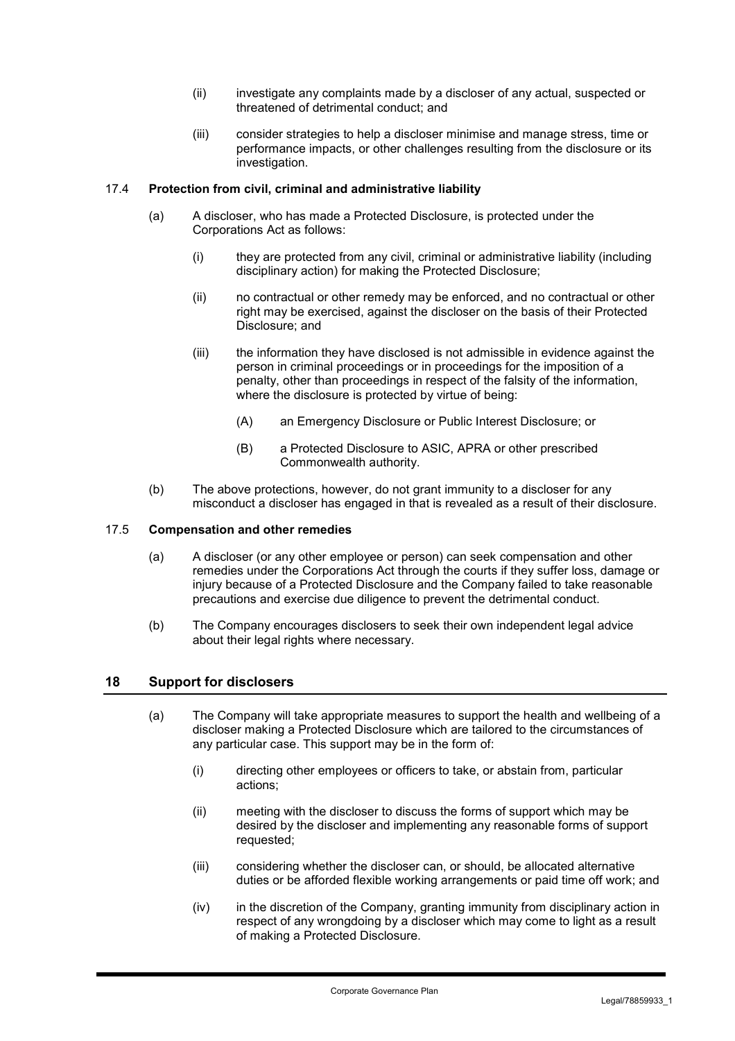(ii) investigate any complaints made by a discloser of any actual, suspected or threatened of detrimental conduct; and

(iii) consider strategies to help a discloser minimise and manage stress, time or performance impacts, or other challenges resulting from the disclosure or its investigation.

### 17.4 Protection from civil, criminal and administrative liability

(a) A discloser, who has made a Protected Disclosure, is protected under the Corporations Act as follows:

(i) they are protected from any civil, criminal or administrative liability (including disciplinary action) for making the Protected Disclosure;

(ii) no contractual or other remedy may be enforced, and no contractual or other right may be exercised, against the discloser on the basis of their Protected Disclosure; and

(iii) the information they have disclosed is not admissible in evidence against the person in criminal proceedings or in proceedings for the imposition of a penalty, other than proceedings in respect of the falsity of the information, where the disclosure is protected by virtue of being:

(A) an Emergency Disclosure or Public Interest Disclosure; or

(B) a Protected Disclosure to ASIC, APRA or other prescribed Commonwealth authority.

(b) The above protections, however, do not grant immunity to a discloser for any misconduct a discloser has engaged in that is revealed as a result of their disclosure.

### 17.5 Compensation and other remedies

(a) A discloser (or any other employee or person) can seek compensation and other remedies under the Corporations Act through the courts if they suffer loss, damage or injury because of a Protected Disclosure and the Company failed to take reasonable precautions and exercise due diligence to prevent the detrimental conduct.

(b) The Company encourages disclosers to seek their own independent legal advice about their legal rights where necessary.

## 18 Support for disclosers

(a) The Company will take appropriate measures to support the health and wellbeing of a discloser making a Protected Disclosure which are tailored to the circumstances of any particular case. This support may be in the form of:

(i) directing other employees or officers to take, or abstain from, particular actions;

(ii) meeting with the discloser to discuss the forms of support which may be desired by the discloser and implementing any reasonable forms of support requested;

(iii) considering whether the discloser can, or should, be allocated alternative duties or be afforded flexible working arrangements or paid time off work; and

(iv) in the discretion of the Company, granting immunity from disciplinary action in respect of any wrongdoing by a discloser which may come to light as a result of making a Protected Disclosure.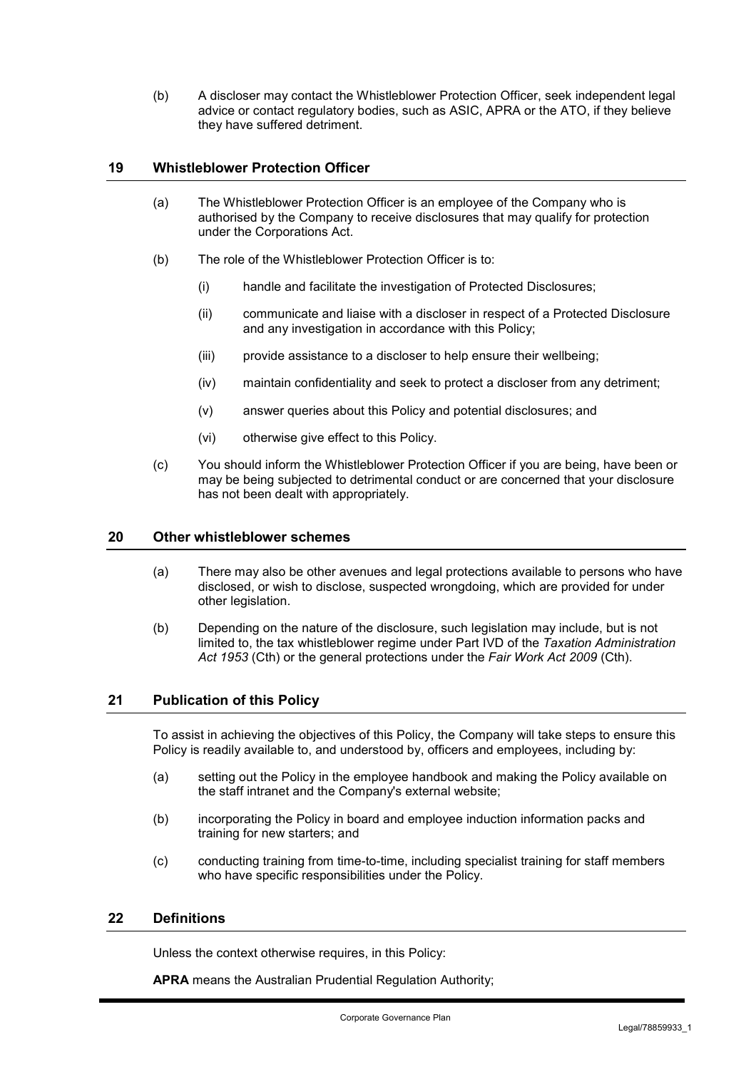(b) A discloser may contact the Whistleblower Protection Officer, seek independent legal advice or contact regulatory bodies, such as ASIC, APRA or the ATO, if they believe they have suffered detriment.

## 19 Whistleblower Protection Officer

(a) The Whistleblower Protection Officer is an employee of the Company who is authorised by the Company to receive disclosures that may qualify for protection under the Corporations Act.

(b) The role of the Whistleblower Protection Officer is to:

(i) handle and facilitate the investigation of Protected Disclosures;

(ii) communicate and liaise with a discloser in respect of a Protected Disclosure and any investigation in accordance with this Policy;

(iii) provide assistance to a discloser to help ensure their wellbeing;

(iv) maintain confidentiality and seek to protect a discloser from any detriment;

(v) answer queries about this Policy and potential disclosures; and

(vi) otherwise give effect to this Policy.

(c) You should inform the Whistleblower Protection Officer if you are being, have been or may be being subjected to detrimental conduct or are concerned that your disclosure has not been dealt with appropriately.

## 20 Other whistleblower schemes

(a) There may also be other avenues and legal protections available to persons who have disclosed, or wish to disclose, suspected wrongdoing, which are provided for under other legislation.

(b) Depending on the nature of the disclosure, such legislation may include, but is not limited to, the tax whistleblower regime under Part IVD of the *Taxation Administration Act 1953* (Cth) or the general protections under the *Fair Work Act 2009* (Cth).

## 21 Publication of this Policy

To assist in achieving the objectives of this Policy, the Company will take steps to ensure this Policy is readily available to, and understood by, officers and employees, including by:

(a) setting out the Policy in the employee handbook and making the Policy available on the staff intranet and the Company's external website;

(b) incorporating the Policy in board and employee induction information packs and training for new starters; and

(c) conducting training from time-to-time, including specialist training for staff members who have specific responsibilities under the Policy.

## 22 Definitions

Unless the context otherwise requires, in this Policy:

**APRA** means the Australian Prudential Regulation Authority;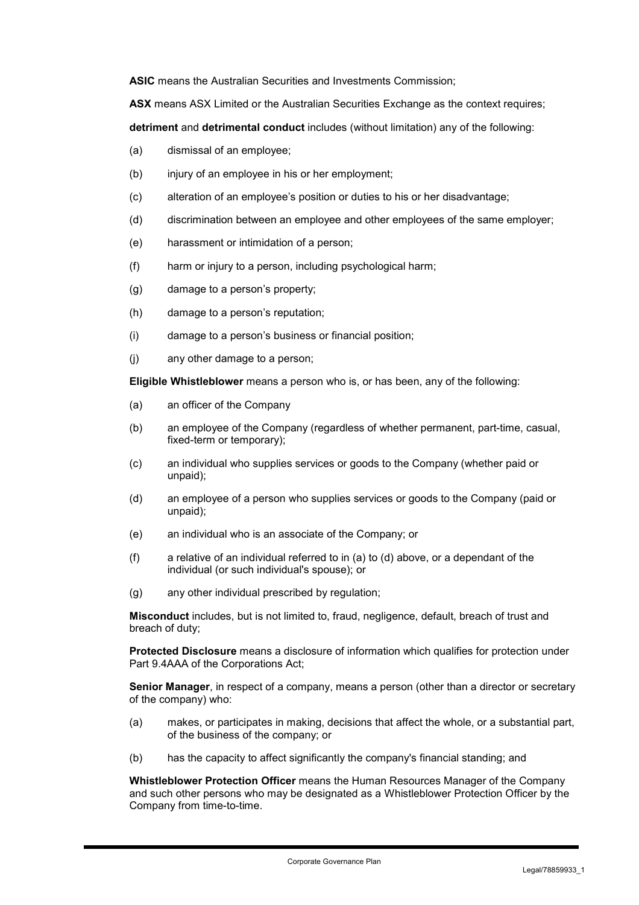**ASIC** means the Australian Securities and Investments Commission;

**ASX** means ASX Limited or the Australian Securities Exchange as the context requires;

**detriment** and **detrimental conduct** includes (without limitation) any of the following:

(a) dismissal of an employee;

(b) injury of an employee in his or her employment;

(c) alteration of an employee's position or duties to his or her disadvantage;

(d) discrimination between an employee and other employees of the same employer;

(e) harassment or intimidation of a person;

(f) harm or injury to a person, including psychological harm;

(g) damage to a person's property;

(h) damage to a person's reputation;

(i) damage to a person's business or financial position;

(j) any other damage to a person;

**Eligible Whistleblower** means a person who is, or has been, any of the following:

(a) an officer of the Company

(b) an employee of the Company (regardless of whether permanent, part-time, casual, fixed-term or temporary);

(c) an individual who supplies services or goods to the Company (whether paid or unpaid);

(d) an employee of a person who supplies services or goods to the Company (paid or unpaid);

(e) an individual who is an associate of the Company; or

(f) a relative of an individual referred to in (a) to (d) above, or a dependant of the individual (or such individual's spouse); or

(g) any other individual prescribed by regulation;

**Misconduct** includes, but is not limited to, fraud, negligence, default, breach of trust and breach of duty;

**Protected Disclosure** means a disclosure of information which qualifies for protection under Part 9.4AAA of the Corporations Act;

**Senior Manager**, in respect of a company, means a person (other than a director or secretary of the company) who:

(a) makes, or participates in making, decisions that affect the whole, or a substantial part, of the business of the company; or

(b) has the capacity to affect significantly the company's financial standing; and

**Whistleblower Protection Officer** means the Human Resources Manager of the Company and such other persons who may be designated as a Whistleblower Protection Officer by the Company from time-to-time.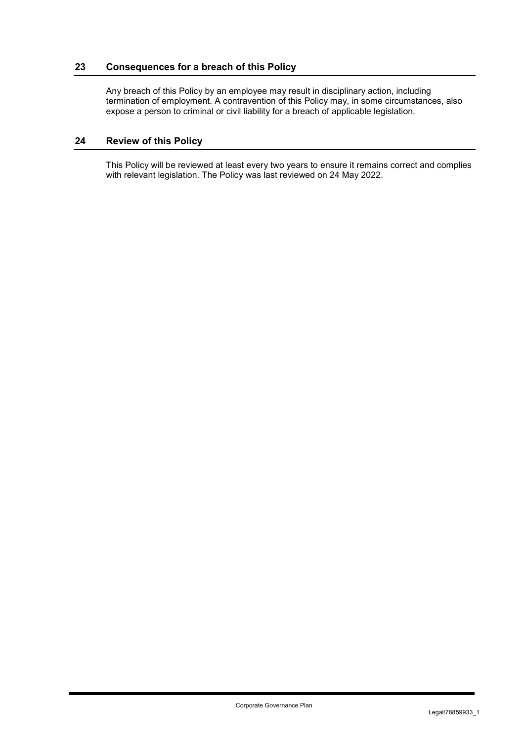## 23 Consequences for a breach of this Policy

Any breach of this Policy by an employee may result in disciplinary action, including termination of employment. A contravention of this Policy may, in some circumstances, also expose a person to criminal or civil liability for a breach of applicable legislation.

## 24 Review of this Policy

This Policy will be reviewed at least every two years to ensure it remains correct and complies with relevant legislation. The Policy was last reviewed on 24 May 2022.